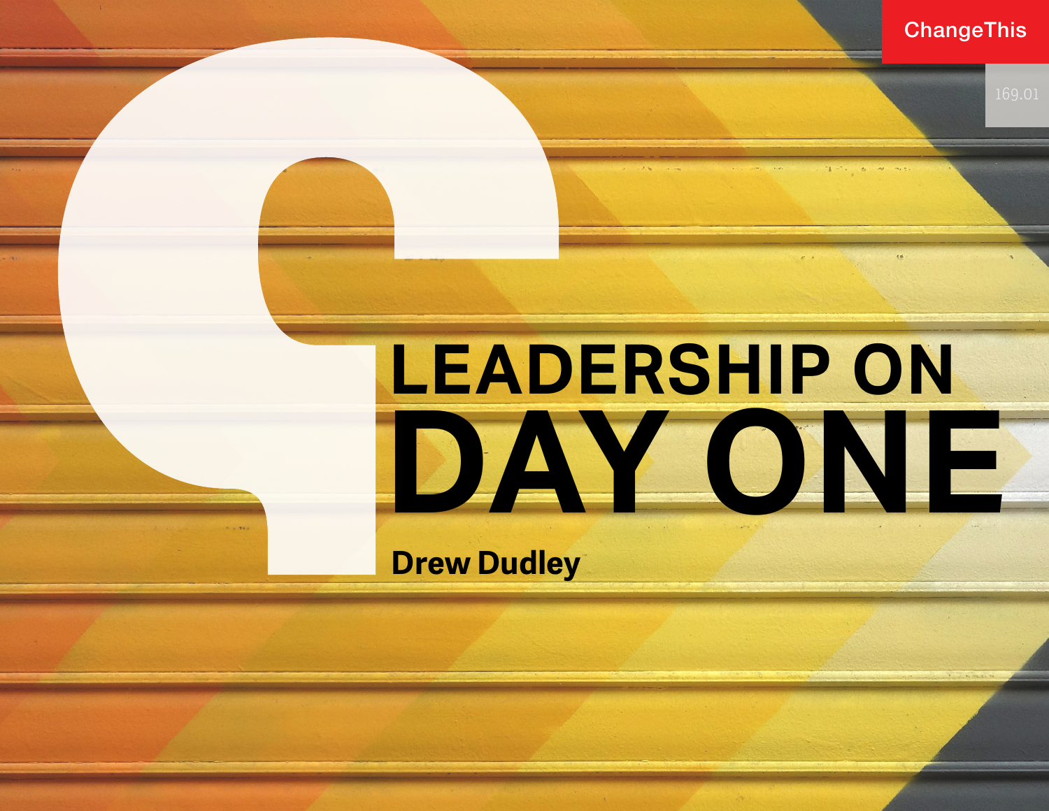ChangeThis

169.01

# LEADERSHIP ON DAY ONE

**Drew Dudley**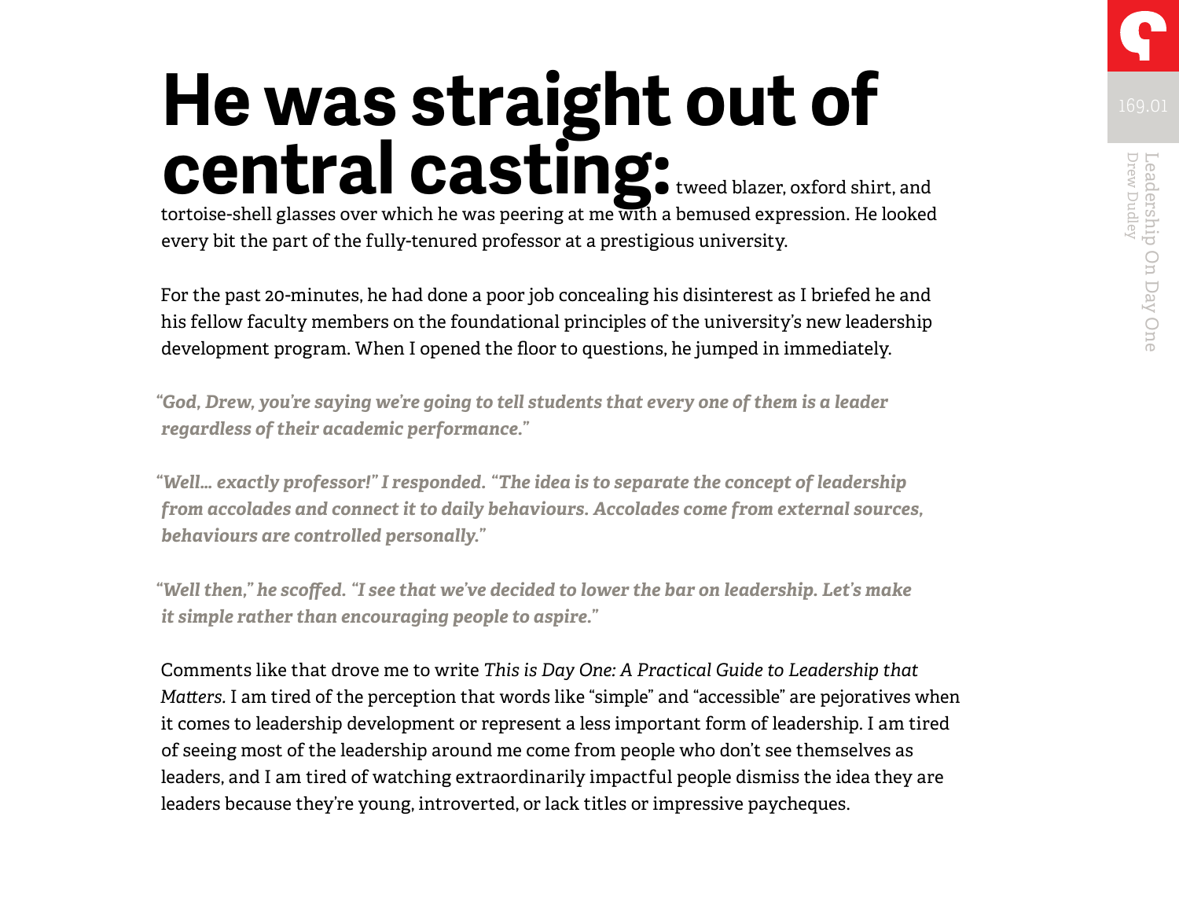**He was straight out of central casting:** tweed blazer, oxford shirt, and tortoise-shell glasses over which he was peering at me with a bemused expression. He looked every bit the part of the fully-tenured professor at a prestigious university.

For the past 20-minutes, he had done a poor job concealing his disinterest as I briefed he and his fellow faculty members on the foundational principles of the university's new leadership development program. When I opened the floor to questions, he jumped in immediately.

***"God, Drew, you're saying we're going to tell students that every one of them is a leader regardless of their academic performance."***

***"Well… exactly professor!" I responded. "The idea is to separate the concept of leadership from accolades and connect it to daily behaviours. Accolades come from external sources, behaviours are controlled personally."***

***"Well then," he scoffed. "I see that we've decided to lower the bar on leadership. Let's make it simple rather than encouraging people to aspire."***

Comments like that drove me to write *This is Day One: A Practical Guide to Leadership that Matters.* I am tired of the perception that words like "simple" and "accessible" are pejoratives when it comes to leadership development or represent a less important form of leadership. I am tired of seeing most of the leadership around me come from people who don't see themselves as leaders, and I am tired of watching extraordinarily impactful people dismiss the idea they are leaders because they're young, introverted, or lack titles or impressive paycheques.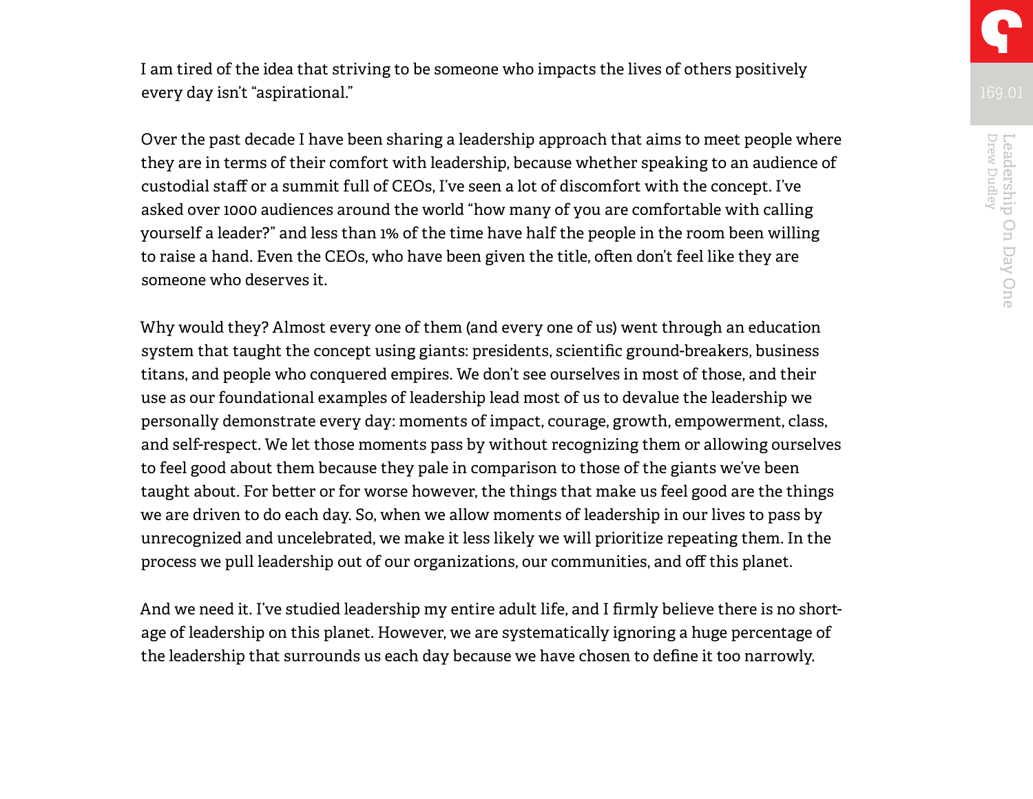I am tired of the idea that striving to be someone who impacts the lives of others positively every day isn't "aspirational."

Over the past decade I have been sharing a leadership approach that aims to meet people where they are in terms of their comfort with leadership, because whether speaking to an audience of custodial staff or a summit full of CEOs, I've seen a lot of discomfort with the concept. I've asked over 1000 audiences around the world "how many of you are comfortable with calling yourself a leader?" and less than 1% of the time have half the people in the room been willing to raise a hand. Even the CEOs, who have been given the title, often don't feel like they are someone who deserves it.

Why would they? Almost every one of them (and every one of us) went through an education system that taught the concept using giants: presidents, scientific ground-breakers, business titans, and people who conquered empires. We don't see ourselves in most of those, and their use as our foundational examples of leadership lead most of us to devalue the leadership we personally demonstrate every day: moments of impact, courage, growth, empowerment, class, and self-respect. We let those moments pass by without recognizing them or allowing ourselves to feel good about them because they pale in comparison to those of the giants we've been taught about. For better or for worse however, the things that make us feel good are the things we are driven to do each day. So, when we allow moments of leadership in our lives to pass by unrecognized and uncelebrated, we make it less likely we will prioritize repeating them. In the process we pull leadership out of our organizations, our communities, and off this planet.

And we need it. I've studied leadership my entire adult life, and I firmly believe there is no shortage of leadership on this planet. However, we are systematically ignoring a huge percentage of the leadership that surrounds us each day because we have chosen to define it too narrowly.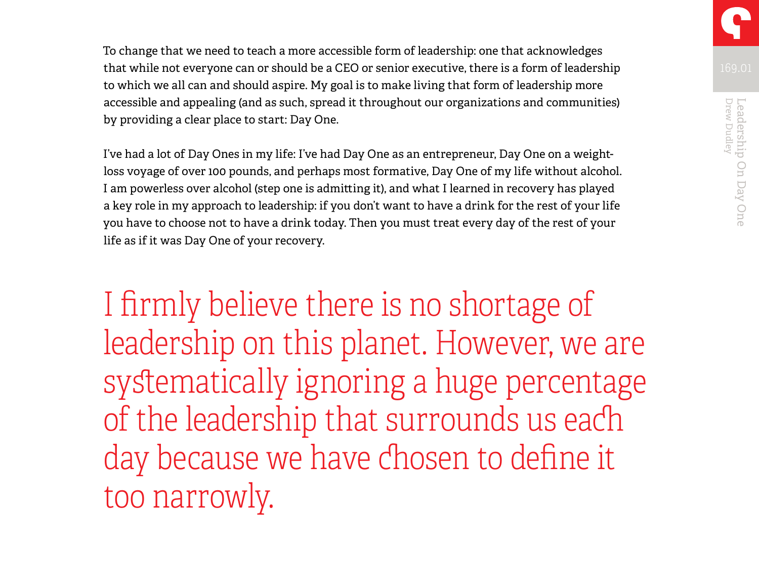To change that we need to teach a more accessible form of leadership: one that acknowledges that while not everyone can or should be a CEO or senior executive, there is a form of leadership to which we all can and should aspire. My goal is to make living that form of leadership more accessible and appealing (and as such, spread it throughout our organizations and communities) by providing a clear place to start: Day One.

I've had a lot of Day Ones in my life: I've had Day One as an entrepreneur, Day One on a weight-loss voyage of over 100 pounds, and perhaps most formative, Day One of my life without alcohol. I am powerless over alcohol (step one is admitting it), and what I learned in recovery has played a key role in my approach to leadership: if you don't want to have a drink for the rest of your life you have to choose not to have a drink today. Then you must treat every day of the rest of your life as if it was Day One of your recovery.

> I firmly believe there is no shortage of leadership on this planet. However, we are systematically ignoring a huge percentage of the leadership that surrounds us each day because we have chosen to define it too narrowly.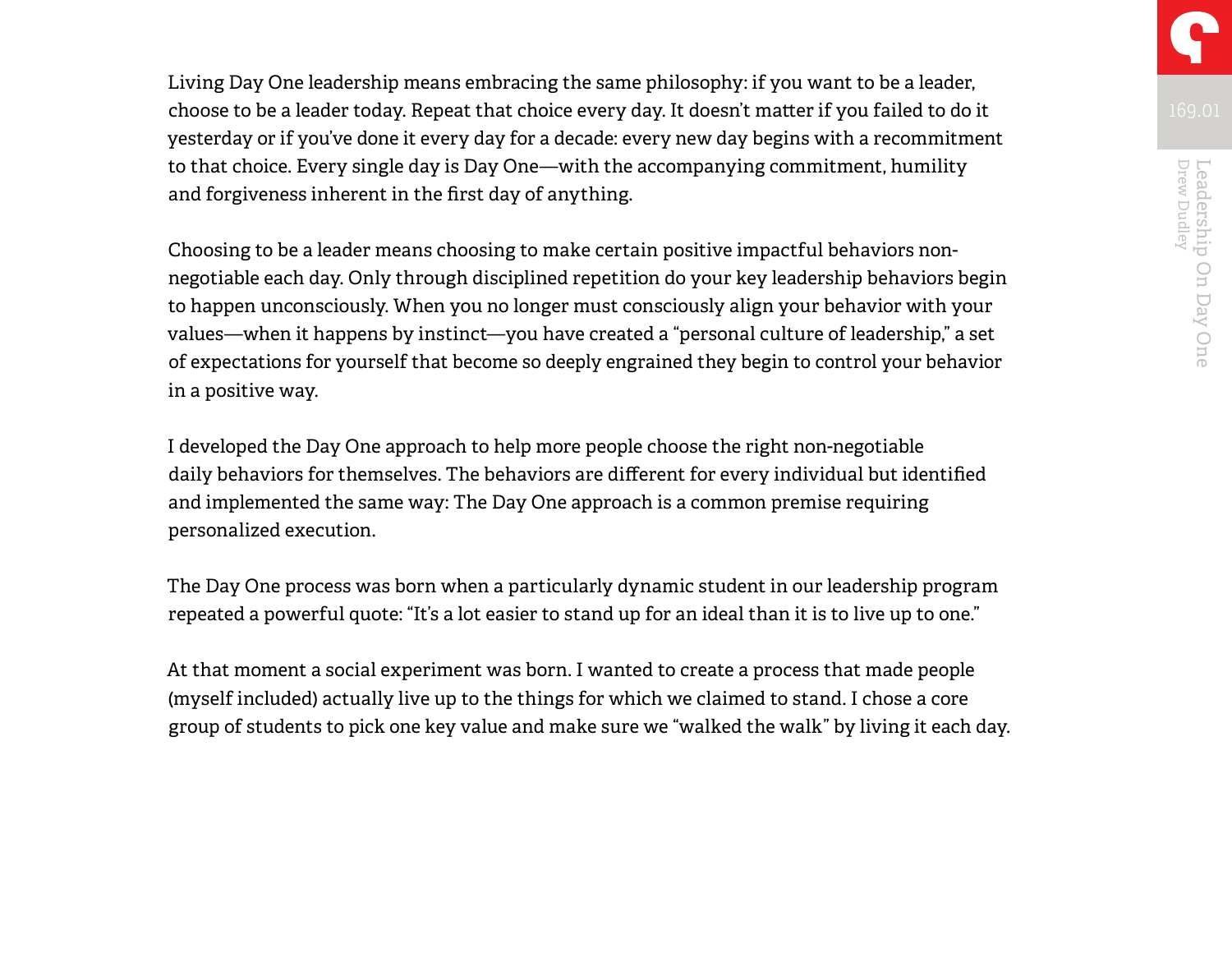Living Day One leadership means embracing the same philosophy: if you want to be a leader, choose to be a leader today. Repeat that choice every day. It doesn't matter if you failed to do it yesterday or if you've done it every day for a decade: every new day begins with a recommitment to that choice. Every single day is Day One—with the accompanying commitment, humility and forgiveness inherent in the first day of anything.

Choosing to be a leader means choosing to make certain positive impactful behaviors non-negotiable each day. Only through disciplined repetition do your key leadership behaviors begin to happen unconsciously. When you no longer must consciously align your behavior with your values—when it happens by instinct—you have created a "personal culture of leadership," a set of expectations for yourself that become so deeply engrained they begin to control your behavior in a positive way.

I developed the Day One approach to help more people choose the right non-negotiable daily behaviors for themselves. The behaviors are different for every individual but identified and implemented the same way: The Day One approach is a common premise requiring personalized execution.

The Day One process was born when a particularly dynamic student in our leadership program repeated a powerful quote: "It's a lot easier to stand up for an ideal than it is to live up to one."

At that moment a social experiment was born. I wanted to create a process that made people (myself included) actually live up to the things for which we claimed to stand. I chose a core group of students to pick one key value and make sure we "walked the walk" by living it each day.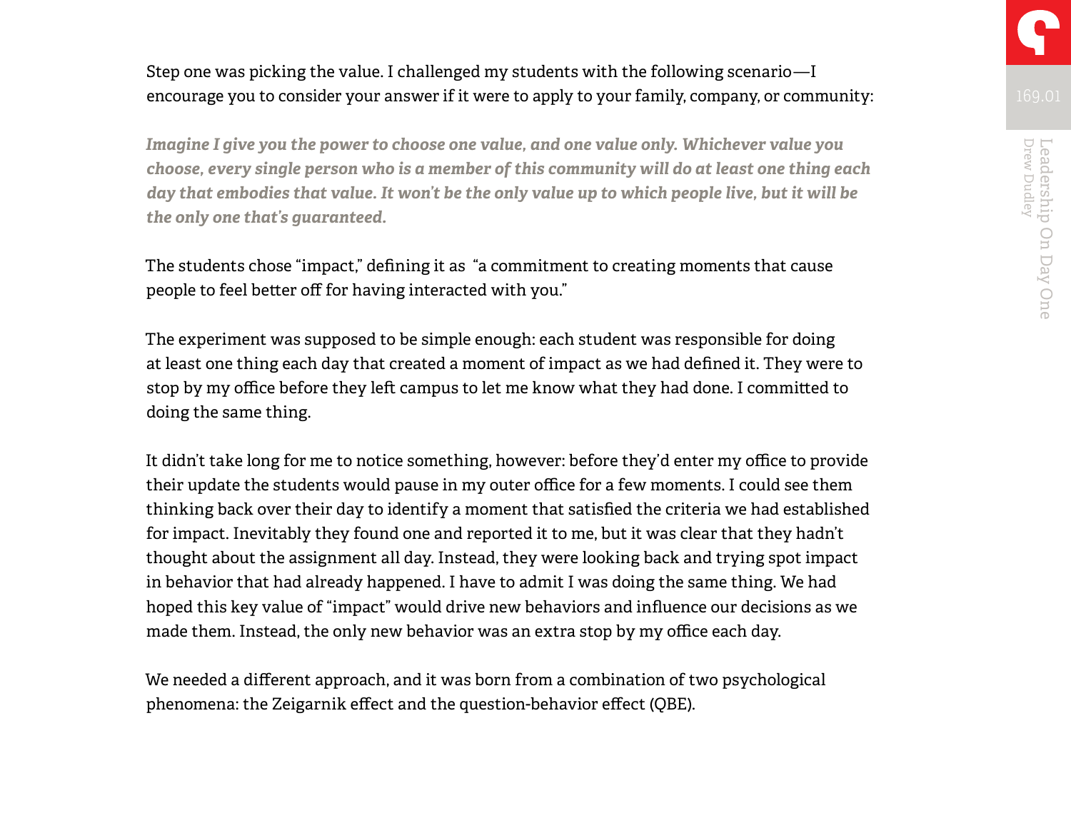Step one was picking the value. I challenged my students with the following scenario—I encourage you to consider your answer if it were to apply to your family, company, or community:

***Imagine I give you the power to choose one value, and one value only. Whichever value you choose, every single person who is a member of this community will do at least one thing each day that embodies that value. It won't be the only value up to which people live, but it will be the only one that's guaranteed.***

The students chose "impact," defining it as "a commitment to creating moments that cause people to feel better off for having interacted with you."

The experiment was supposed to be simple enough: each student was responsible for doing at least one thing each day that created a moment of impact as we had defined it. They were to stop by my office before they left campus to let me know what they had done. I committed to doing the same thing.

It didn't take long for me to notice something, however: before they'd enter my office to provide their update the students would pause in my outer office for a few moments. I could see them thinking back over their day to identify a moment that satisfied the criteria we had established for impact. Inevitably they found one and reported it to me, but it was clear that they hadn't thought about the assignment all day. Instead, they were looking back and trying spot impact in behavior that had already happened. I have to admit I was doing the same thing. We had hoped this key value of "impact" would drive new behaviors and influence our decisions as we made them. Instead, the only new behavior was an extra stop by my office each day.

We needed a different approach, and it was born from a combination of two psychological phenomena: the Zeigarnik effect and the question-behavior effect (QBE).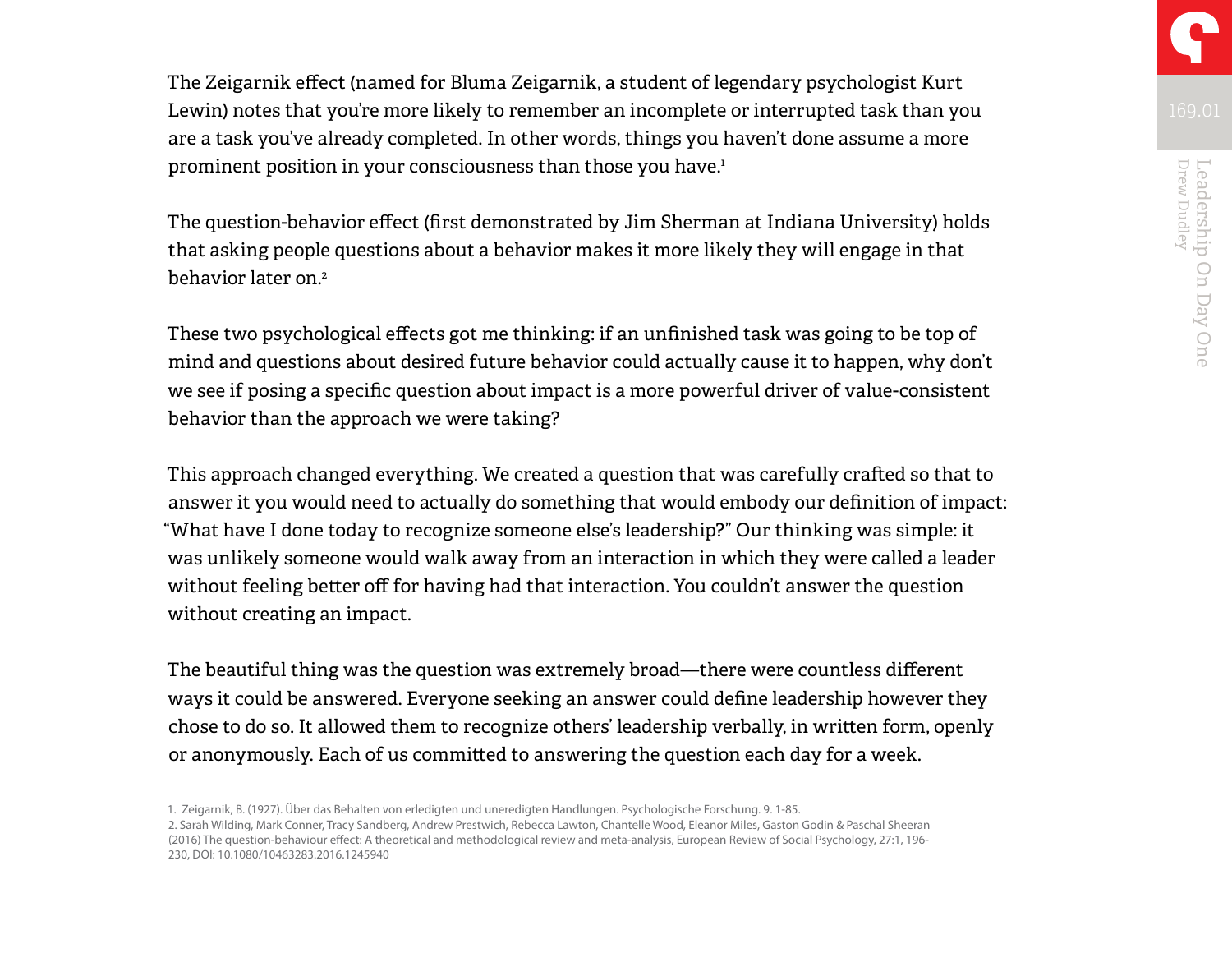The Zeigarnik effect (named for Bluma Zeigarnik, a student of legendary psychologist Kurt Lewin) notes that you're more likely to remember an incomplete or interrupted task than you are a task you've already completed. In other words, things you haven't done assume a more prominent position in your consciousness than those you have.[1]

The question-behavior effect (first demonstrated by Jim Sherman at Indiana University) holds that asking people questions about a behavior makes it more likely they will engage in that behavior later on.[2]

These two psychological effects got me thinking: if an unfinished task was going to be top of mind and questions about desired future behavior could actually cause it to happen, why don't we see if posing a specific question about impact is a more powerful driver of value-consistent behavior than the approach we were taking?

This approach changed everything. We created a question that was carefully crafted so that to answer it you would need to actually do something that would embody our definition of impact: "What have I done today to recognize someone else's leadership?" Our thinking was simple: it was unlikely someone would walk away from an interaction in which they were called a leader without feeling better off for having had that interaction. You couldn't answer the question without creating an impact.

The beautiful thing was the question was extremely broad—there were countless different ways it could be answered. Everyone seeking an answer could define leadership however they chose to do so. It allowed them to recognize others' leadership verbally, in written form, openly or anonymously. Each of us committed to answering the question each day for a week.

1. Zeigarnik, B. (1927). Über das Behalten von erledigten und unerledigten Handlungen. Psychologische Forschung. 9. 1-85.

2. Sarah Wilding, Mark Conner, Tracy Sandberg, Andrew Prestwich, Rebecca Lawton, Chantelle Wood, Eleanor Miles, Gaston Godin & Paschal Sheeran (2016) The question-behaviour effect: A theoretical and methodological review and meta-analysis, European Review of Social Psychology, 27:1, 196-230, DOI: 10.1080/10463283.2016.1245940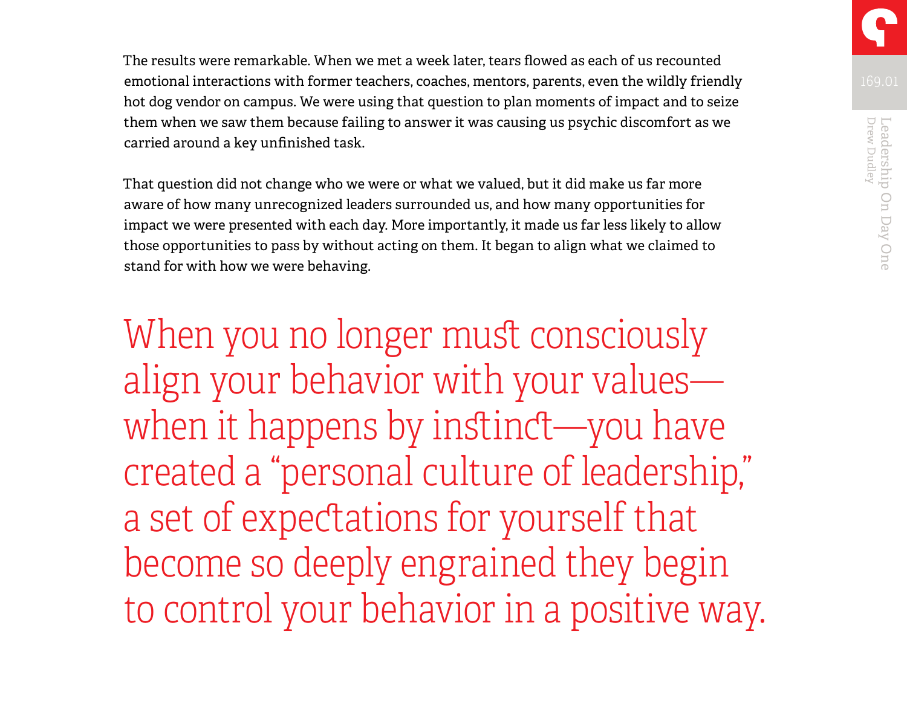The results were remarkable. When we met a week later, tears flowed as each of us recounted emotional interactions with former teachers, coaches, mentors, parents, even the wildly friendly hot dog vendor on campus. We were using that question to plan moments of impact and to seize them when we saw them because failing to answer it was causing us psychic discomfort as we carried around a key unfinished task.

That question did not change who we were or what we valued, but it did make us far more aware of how many unrecognized leaders surrounded us, and how many opportunities for impact we were presented with each day. More importantly, it made us far less likely to allow those opportunities to pass by without acting on them. It began to align what we claimed to stand for with how we were behaving.

> When you no longer must consciously align your behavior with your values—when it happens by instinct—you have created a "personal culture of leadership," a set of expectations for yourself that become so deeply engrained they begin to control your behavior in a positive way.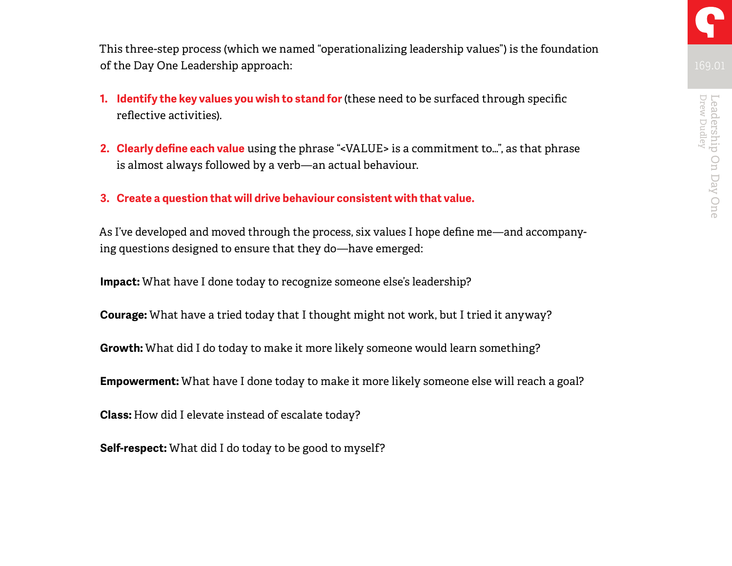This three-step process (which we named “operationalizing leadership values”) is the foundation of the Day One Leadership approach:

1. **Identify the key values you wish to stand for** (these need to be surfaced through specific reflective activities).

2. **Clearly define each value** using the phrase “<VALUE> is a commitment to…”, as that phrase is almost always followed by a verb—an actual behaviour.

3. **Create a question that will drive behaviour consistent with that value.**

As I’ve developed and moved through the process, six values I hope define me—and accompanying questions designed to ensure that they do—have emerged:

**Impact:** What have I done today to recognize someone else’s leadership?

**Courage:** What have a tried today that I thought might not work, but I tried it anyway?

**Growth:** What did I do today to make it more likely someone would learn something?

**Empowerment:** What have I done today to make it more likely someone else will reach a goal?

**Class:** How did I elevate instead of escalate today?

**Self-respect:** What did I do today to be good to myself?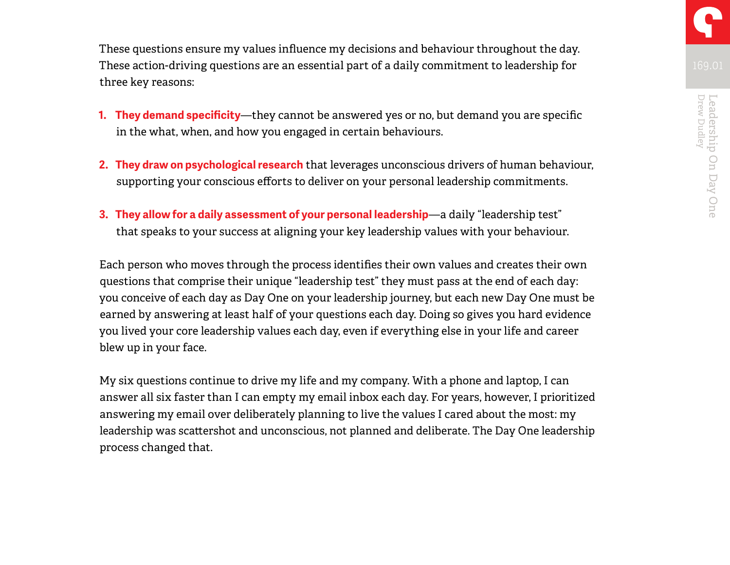These questions ensure my values influence my decisions and behaviour throughout the day. These action-driving questions are an essential part of a daily commitment to leadership for three key reasons:

1. **They demand specificity**—they cannot be answered yes or no, but demand you are specific in the what, when, and how you engaged in certain behaviours.

2. **They draw on psychological research** that leverages unconscious drivers of human behaviour, supporting your conscious efforts to deliver on your personal leadership commitments.

3. **They allow for a daily assessment of your personal leadership**—a daily "leadership test" that speaks to your success at aligning your key leadership values with your behaviour.

Each person who moves through the process identifies their own values and creates their own questions that comprise their unique "leadership test" they must pass at the end of each day: you conceive of each day as Day One on your leadership journey, but each new Day One must be earned by answering at least half of your questions each day. Doing so gives you hard evidence you lived your core leadership values each day, even if everything else in your life and career blew up in your face.

My six questions continue to drive my life and my company. With a phone and laptop, I can answer all six faster than I can empty my email inbox each day. For years, however, I prioritized answering my email over deliberately planning to live the values I cared about the most: my leadership was scattershot and unconscious, not planned and deliberate. The Day One leadership process changed that.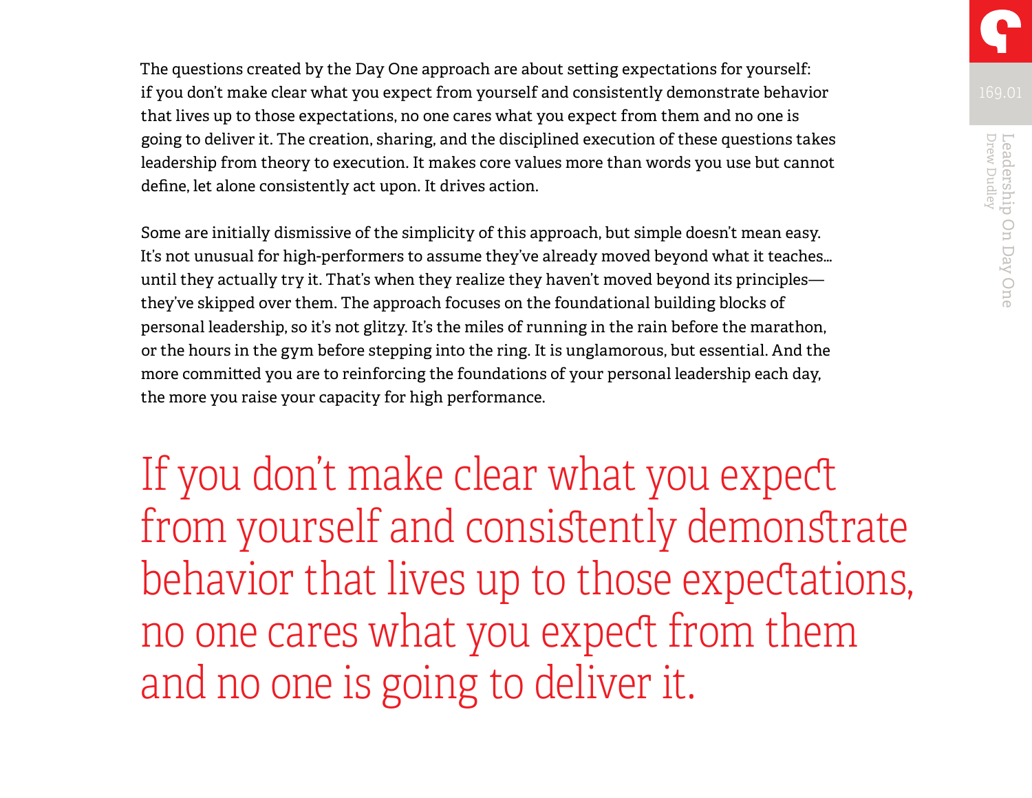The questions created by the Day One approach are about setting expectations for yourself: if you don't make clear what you expect from yourself and consistently demonstrate behavior that lives up to those expectations, no one cares what you expect from them and no one is going to deliver it. The creation, sharing, and the disciplined execution of these questions takes leadership from theory to execution. It makes core values more than words you use but cannot define, let alone consistently act upon. It drives action.

Some are initially dismissive of the simplicity of this approach, but simple doesn't mean easy. It's not unusual for high-performers to assume they've already moved beyond what it teaches… until they actually try it. That's when they realize they haven't moved beyond its principles—they've skipped over them. The approach focuses on the foundational building blocks of personal leadership, so it's not glitzy. It's the miles of running in the rain before the marathon, or the hours in the gym before stepping into the ring. It is unglamorous, but essential. And the more committed you are to reinforcing the foundations of your personal leadership each day, the more you raise your capacity for high performance.

> If you don't make clear what you expect from yourself and consistently demonstrate behavior that lives up to those expectations, no one cares what you expect from them and no one is going to deliver it.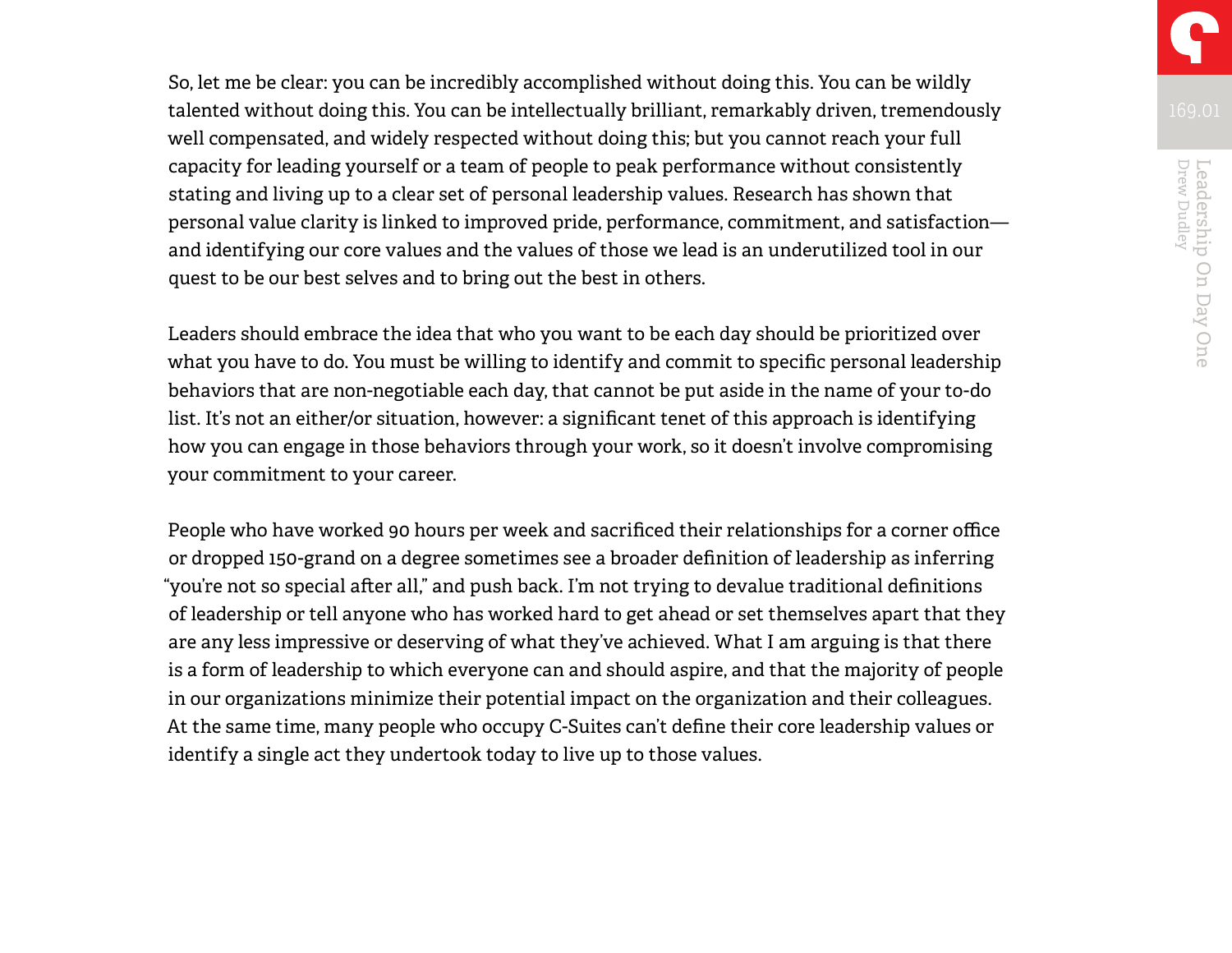So, let me be clear: you can be incredibly accomplished without doing this. You can be wildly talented without doing this. You can be intellectually brilliant, remarkably driven, tremendously well compensated, and widely respected without doing this; but you cannot reach your full capacity for leading yourself or a team of people to peak performance without consistently stating and living up to a clear set of personal leadership values. Research has shown that personal value clarity is linked to improved pride, performance, commitment, and satisfaction—and identifying our core values and the values of those we lead is an underutilized tool in our quest to be our best selves and to bring out the best in others.

Leaders should embrace the idea that who you want to be each day should be prioritized over what you have to do. You must be willing to identify and commit to specific personal leadership behaviors that are non-negotiable each day, that cannot be put aside in the name of your to-do list. It's not an either/or situation, however: a significant tenet of this approach is identifying how you can engage in those behaviors through your work, so it doesn't involve compromising your commitment to your career.

People who have worked 90 hours per week and sacrificed their relationships for a corner office or dropped 150-grand on a degree sometimes see a broader definition of leadership as inferring "you're not so special after all," and push back. I'm not trying to devalue traditional definitions of leadership or tell anyone who has worked hard to get ahead or set themselves apart that they are any less impressive or deserving of what they've achieved. What I am arguing is that there is a form of leadership to which everyone can and should aspire, and that the majority of people in our organizations minimize their potential impact on the organization and their colleagues. At the same time, many people who occupy C-Suites can't define their core leadership values or identify a single act they undertook today to live up to those values.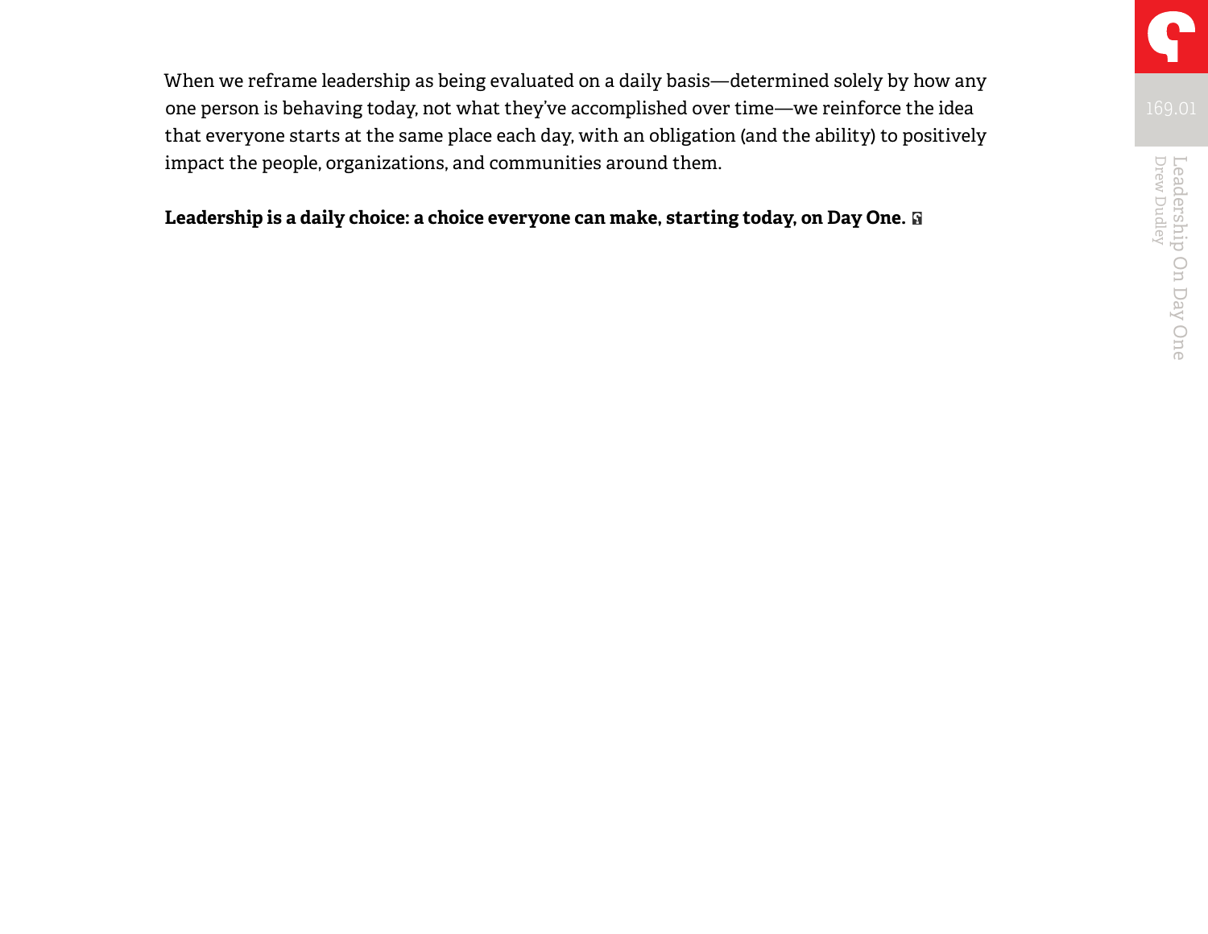When we reframe leadership as being evaluated on a daily basis—determined solely by how any one person is behaving today, not what they've accomplished over time—we reinforce the idea that everyone starts at the same place each day, with an obligation (and the ability) to positively impact the people, organizations, and communities around them.

**Leadership is a daily choice: a choice everyone can make, starting today, on Day One.**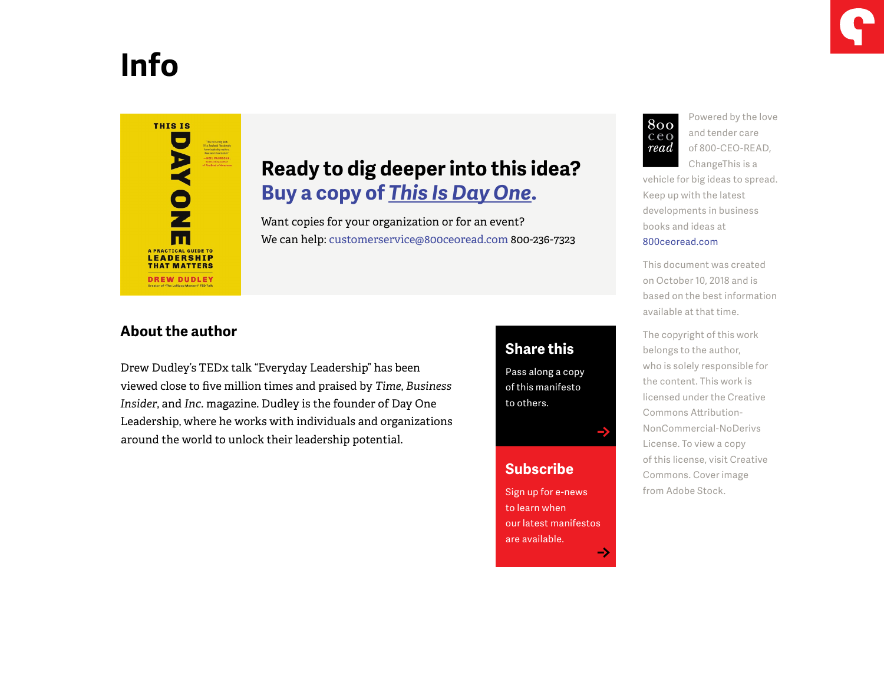# Info

## Ready to dig deeper into this idea?

## Buy a copy of *This Is Day One*.

Want copies for your organization or for an event?
We can help: customerservice@800ceoread.com 800-236-7323

### About the author

Drew Dudley's TEDx talk "Everyday Leadership" has been viewed close to five million times and praised by *Time*, *Business Insider*, and *Inc.* magazine. Dudley is the founder of Day One Leadership, where he works with individuals and organizations around the world to unlock their leadership potential.

**Share this**

Pass along a copy of this manifesto to others.

**Subscribe**

Sign up for e-news to learn when our latest manifestos are available.

Powered by the love and tender care of 800-CEO-READ, ChangeThis is a vehicle for big ideas to spread. Keep up with the latest developments in business books and ideas at 800ceoread.com

This document was created on October 10, 2018 and is based on the best information available at that time.

The copyright of this work belongs to the author, who is solely responsible for the content. This work is licensed under the Creative Commons Attribution-NonCommercial-NoDerivs License. To view a copy of this license, visit Creative Commons. Cover image from Adobe Stock.